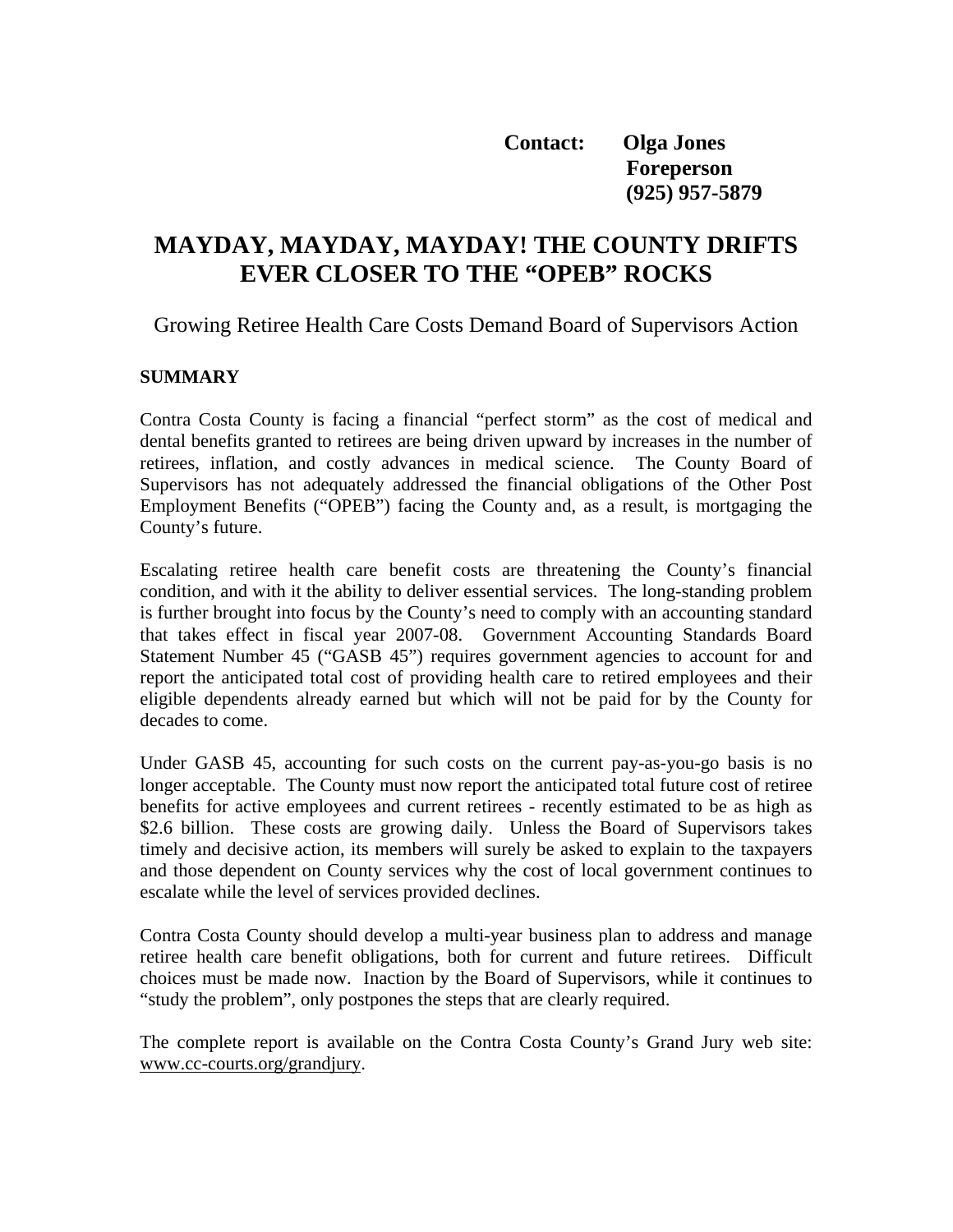**Contact: Olga Jones**
**Foreperson**
**(925) 957-5879**

# MAYDAY, MAYDAY, MAYDAY! THE COUNTY DRIFTS EVER CLOSER TO THE "OPEB" ROCKS

Growing Retiree Health Care Costs Demand Board of Supervisors Action

**SUMMARY**

Contra Costa County is facing a financial "perfect storm" as the cost of medical and dental benefits granted to retirees are being driven upward by increases in the number of retirees, inflation, and costly advances in medical science. The County Board of Supervisors has not adequately addressed the financial obligations of the Other Post Employment Benefits ("OPEB") facing the County and, as a result, is mortgaging the County's future.

Escalating retiree health care benefit costs are threatening the County's financial condition, and with it the ability to deliver essential services. The long-standing problem is further brought into focus by the County's need to comply with an accounting standard that takes effect in fiscal year 2007-08. Government Accounting Standards Board Statement Number 45 ("GASB 45") requires government agencies to account for and report the anticipated total cost of providing health care to retired employees and their eligible dependents already earned but which will not be paid for by the County for decades to come.

Under GASB 45, accounting for such costs on the current pay-as-you-go basis is no longer acceptable. The County must now report the anticipated total future cost of retiree benefits for active employees and current retirees - recently estimated to be as high as $2.6 billion. These costs are growing daily. Unless the Board of Supervisors takes timely and decisive action, its members will surely be asked to explain to the taxpayers and those dependent on County services why the cost of local government continues to escalate while the level of services provided declines.

Contra Costa County should develop a multi-year business plan to address and manage retiree health care benefit obligations, both for current and future retirees. Difficult choices must be made now. Inaction by the Board of Supervisors, while it continues to "study the problem", only postpones the steps that are clearly required.

The complete report is available on the Contra Costa County's Grand Jury web site: www.cc-courts.org/grandjury.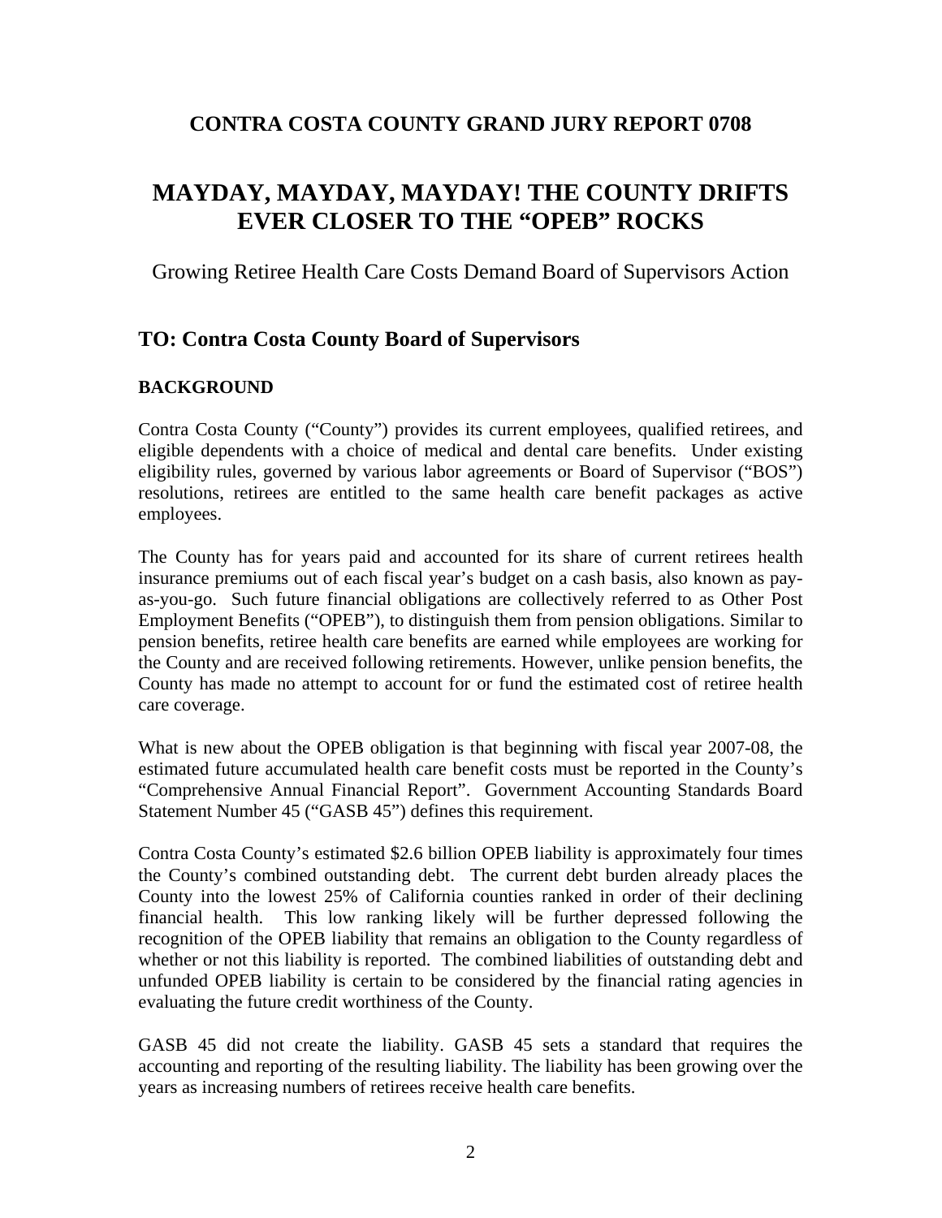## CONTRA COSTA COUNTY GRAND JURY REPORT 0708

# MAYDAY, MAYDAY, MAYDAY! THE COUNTY DRIFTS EVER CLOSER TO THE "OPEB" ROCKS

Growing Retiree Health Care Costs Demand Board of Supervisors Action

## TO: Contra Costa County Board of Supervisors

### BACKGROUND

Contra Costa County ("County") provides its current employees, qualified retirees, and eligible dependents with a choice of medical and dental care benefits. Under existing eligibility rules, governed by various labor agreements or Board of Supervisor ("BOS") resolutions, retirees are entitled to the same health care benefit packages as active employees.

The County has for years paid and accounted for its share of current retirees health insurance premiums out of each fiscal year's budget on a cash basis, also known as pay-as-you-go. Such future financial obligations are collectively referred to as Other Post Employment Benefits ("OPEB"), to distinguish them from pension obligations. Similar to pension benefits, retiree health care benefits are earned while employees are working for the County and are received following retirements. However, unlike pension benefits, the County has made no attempt to account for or fund the estimated cost of retiree health care coverage.

What is new about the OPEB obligation is that beginning with fiscal year 2007-08, the estimated future accumulated health care benefit costs must be reported in the County's "Comprehensive Annual Financial Report". Government Accounting Standards Board Statement Number 45 ("GASB 45") defines this requirement.

Contra Costa County's estimated $2.6 billion OPEB liability is approximately four times the County's combined outstanding debt. The current debt burden already places the County into the lowest 25% of California counties ranked in order of their declining financial health. This low ranking likely will be further depressed following the recognition of the OPEB liability that remains an obligation to the County regardless of whether or not this liability is reported. The combined liabilities of outstanding debt and unfunded OPEB liability is certain to be considered by the financial rating agencies in evaluating the future credit worthiness of the County.

GASB 45 did not create the liability. GASB 45 sets a standard that requires the accounting and reporting of the resulting liability. The liability has been growing over the years as increasing numbers of retirees receive health care benefits.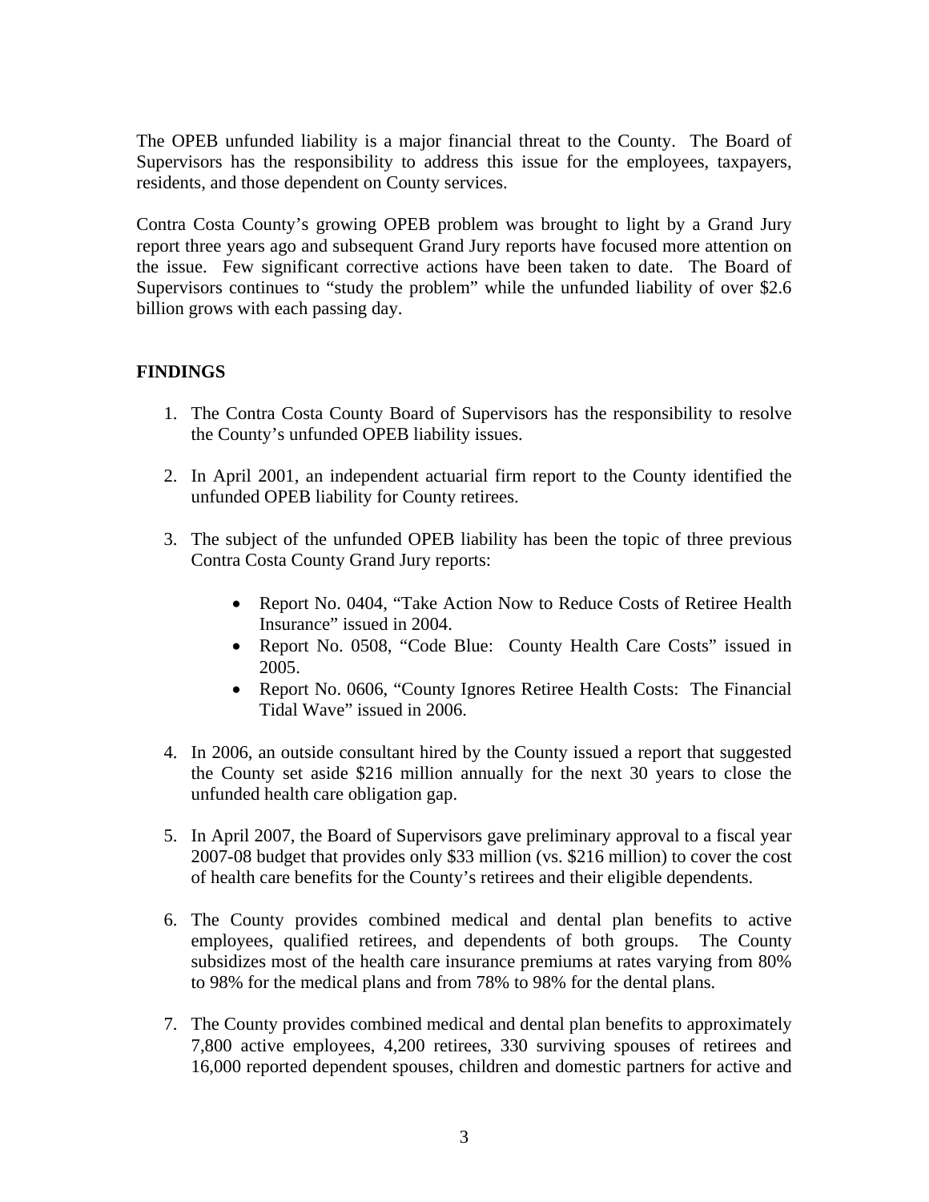The OPEB unfunded liability is a major financial threat to the County. The Board of Supervisors has the responsibility to address this issue for the employees, taxpayers, residents, and those dependent on County services.

Contra Costa County's growing OPEB problem was brought to light by a Grand Jury report three years ago and subsequent Grand Jury reports have focused more attention on the issue. Few significant corrective actions have been taken to date. The Board of Supervisors continues to "study the problem" while the unfunded liability of over $2.6 billion grows with each passing day.

## FINDINGS

1. The Contra Costa County Board of Supervisors has the responsibility to resolve the County's unfunded OPEB liability issues.

2. In April 2001, an independent actuarial firm report to the County identified the unfunded OPEB liability for County retirees.

3. The subject of the unfunded OPEB liability has been the topic of three previous Contra Costa County Grand Jury reports:

    - Report No. 0404, "Take Action Now to Reduce Costs of Retiree Health Insurance" issued in 2004.
    - Report No. 0508, "Code Blue: County Health Care Costs" issued in 2005.
    - Report No. 0606, "County Ignores Retiree Health Costs: The Financial Tidal Wave" issued in 2006.

4. In 2006, an outside consultant hired by the County issued a report that suggested the County set aside $216 million annually for the next 30 years to close the unfunded health care obligation gap.

5. In April 2007, the Board of Supervisors gave preliminary approval to a fiscal year 2007-08 budget that provides only $33 million (vs. $216 million) to cover the cost of health care benefits for the County's retirees and their eligible dependents.

6. The County provides combined medical and dental plan benefits to active employees, qualified retirees, and dependents of both groups. The County subsidizes most of the health care insurance premiums at rates varying from 80% to 98% for the medical plans and from 78% to 98% for the dental plans.

7. The County provides combined medical and dental plan benefits to approximately 7,800 active employees, 4,200 retirees, 330 surviving spouses of retirees and 16,000 reported dependent spouses, children and domestic partners for active and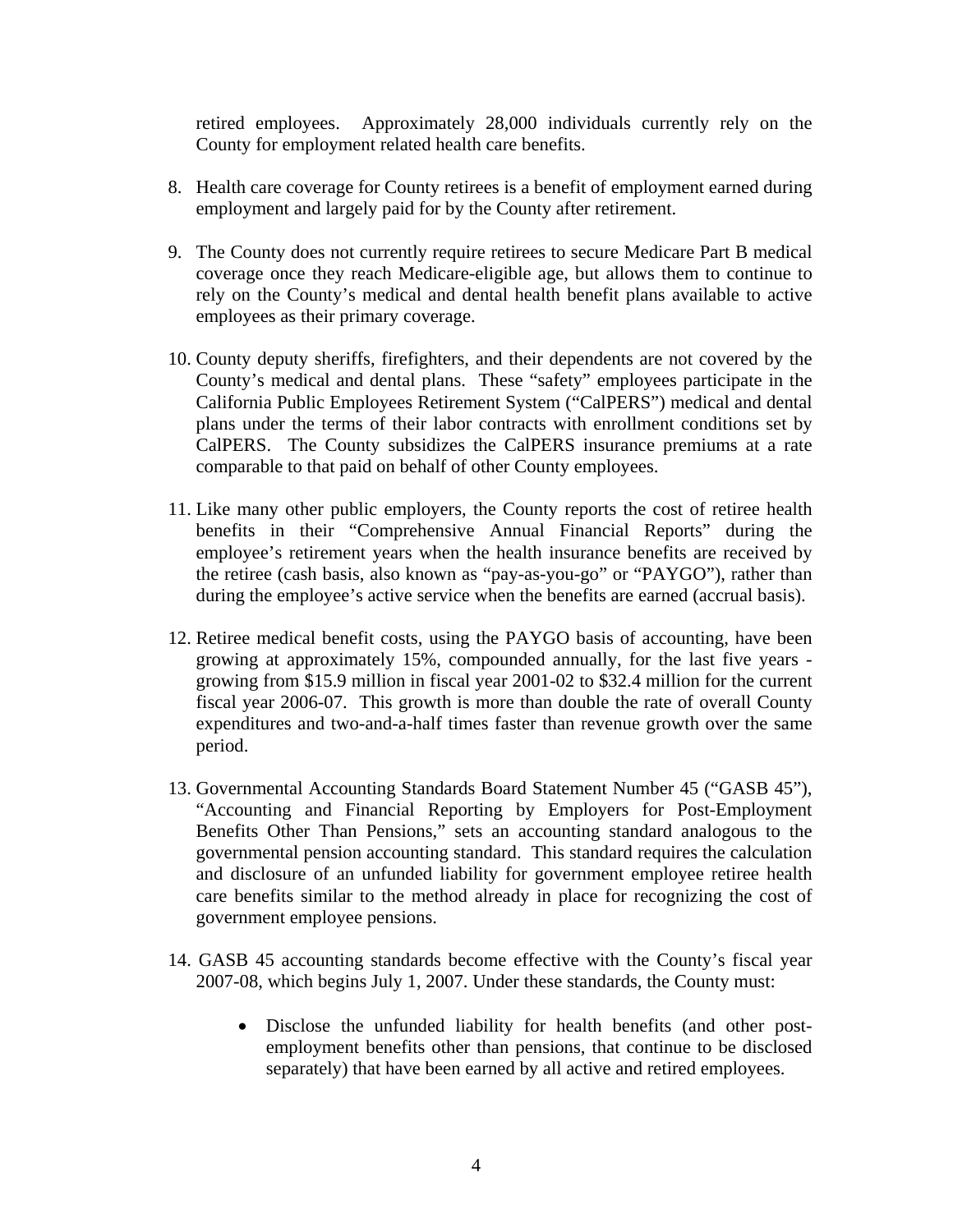retired employees. Approximately 28,000 individuals currently rely on the County for employment related health care benefits.

8. Health care coverage for County retirees is a benefit of employment earned during employment and largely paid for by the County after retirement.

9. The County does not currently require retirees to secure Medicare Part B medical coverage once they reach Medicare-eligible age, but allows them to continue to rely on the County's medical and dental health benefit plans available to active employees as their primary coverage.

10. County deputy sheriffs, firefighters, and their dependents are not covered by the County's medical and dental plans. These "safety" employees participate in the California Public Employees Retirement System ("CalPERS") medical and dental plans under the terms of their labor contracts with enrollment conditions set by CalPERS. The County subsidizes the CalPERS insurance premiums at a rate comparable to that paid on behalf of other County employees.

11. Like many other public employers, the County reports the cost of retiree health benefits in their "Comprehensive Annual Financial Reports" during the employee's retirement years when the health insurance benefits are received by the retiree (cash basis, also known as "pay-as-you-go" or "PAYGO"), rather than during the employee's active service when the benefits are earned (accrual basis).

12. Retiree medical benefit costs, using the PAYGO basis of accounting, have been growing at approximately 15%, compounded annually, for the last five years - growing from $15.9 million in fiscal year 2001-02 to $32.4 million for the current fiscal year 2006-07. This growth is more than double the rate of overall County expenditures and two-and-a-half times faster than revenue growth over the same period.

13. Governmental Accounting Standards Board Statement Number 45 ("GASB 45"), "Accounting and Financial Reporting by Employers for Post-Employment Benefits Other Than Pensions," sets an accounting standard analogous to the governmental pension accounting standard. This standard requires the calculation and disclosure of an unfunded liability for government employee retiree health care benefits similar to the method already in place for recognizing the cost of government employee pensions.

14. GASB 45 accounting standards become effective with the County's fiscal year 2007-08, which begins July 1, 2007. Under these standards, the County must:

    - Disclose the unfunded liability for health benefits (and other post-employment benefits other than pensions, that continue to be disclosed separately) that have been earned by all active and retired employees.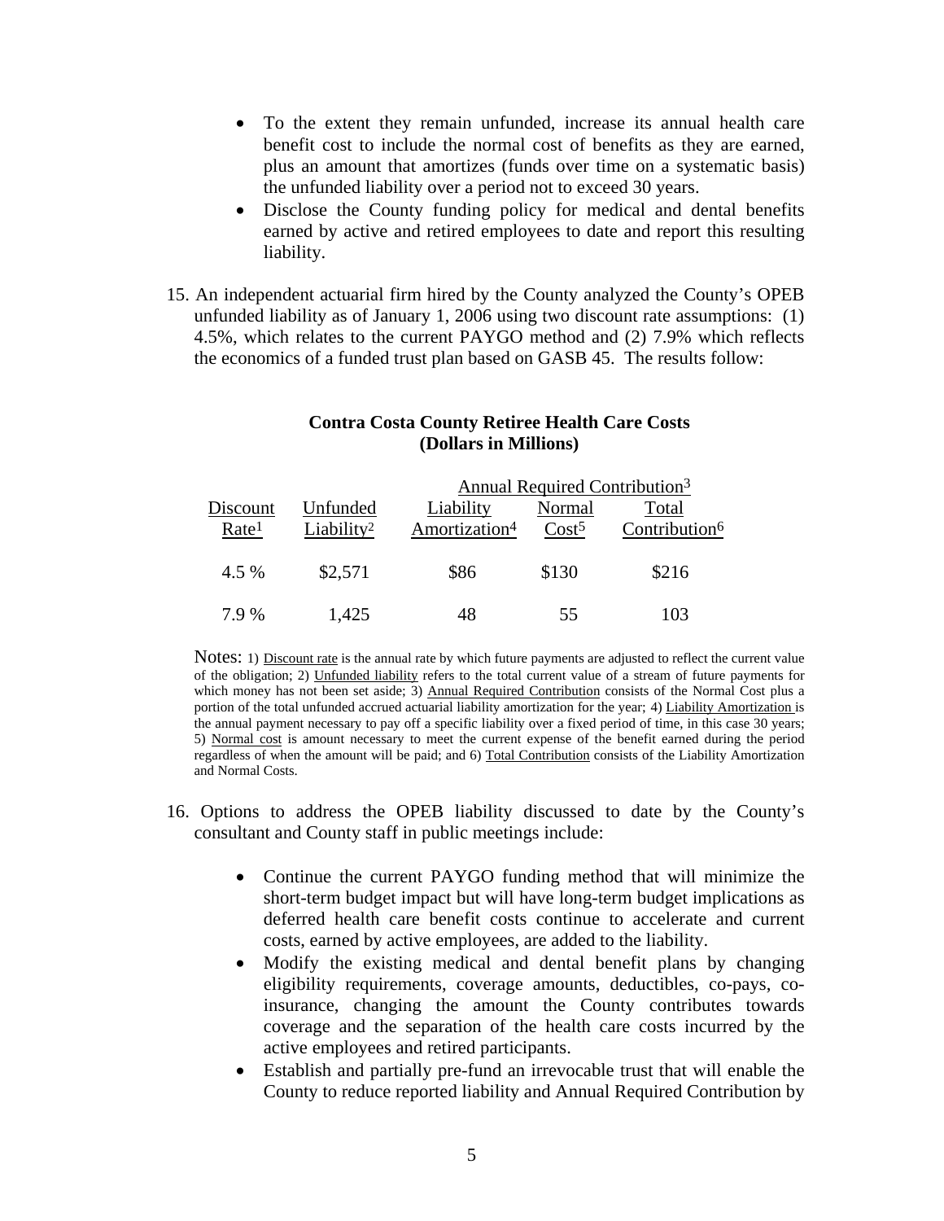- To the extent they remain unfunded, increase its annual health care benefit cost to include the normal cost of benefits as they are earned, plus an amount that amortizes (funds over time on a systematic basis) the unfunded liability over a period not to exceed 30 years.
- Disclose the County funding policy for medical and dental benefits earned by active and retired employees to date and report this resulting liability.

15. An independent actuarial firm hired by the County analyzed the County's OPEB unfunded liability as of January 1, 2006 using two discount rate assumptions: (1) 4.5%, which relates to the current PAYGO method and (2) 7.9% which reflects the economics of a funded trust plan based on GASB 45. The results follow:

**Contra Costa County Retiree Health Care Costs (Dollars in Millions)**

| | | Annual Required Contribution[3] | | |
|---|---|---|---|---|
| Discount Rate[1] | Unfunded Liability[2] | Liability Amortization[4] | Normal Cost[5] | Total Contribution[6] |
| 4.5 % | $2,571 | $86 | $130 | $216 |
| 7.9 % | 1,425 | 48 | 55 | 103 |

Notes: 1) Discount rate is the annual rate by which future payments are adjusted to reflect the current value of the obligation; 2) Unfunded liability refers to the total current value of a stream of future payments for which money has not been set aside; 3) Annual Required Contribution consists of the Normal Cost plus a portion of the total unfunded accrued actuarial liability amortization for the year; 4) Liability Amortization is the annual payment necessary to pay off a specific liability over a fixed period of time, in this case 30 years; 5) Normal cost is amount necessary to meet the current expense of the benefit earned during the period regardless of when the amount will be paid; and 6) Total Contribution consists of the Liability Amortization and Normal Costs.

16. Options to address the OPEB liability discussed to date by the County's consultant and County staff in public meetings include:

- Continue the current PAYGO funding method that will minimize the short-term budget impact but will have long-term budget implications as deferred health care benefit costs continue to accelerate and current costs, earned by active employees, are added to the liability.
- Modify the existing medical and dental benefit plans by changing eligibility requirements, coverage amounts, deductibles, co-pays, co-insurance, changing the amount the County contributes towards coverage and the separation of the health care costs incurred by the active employees and retired participants.
- Establish and partially pre-fund an irrevocable trust that will enable the County to reduce reported liability and Annual Required Contribution by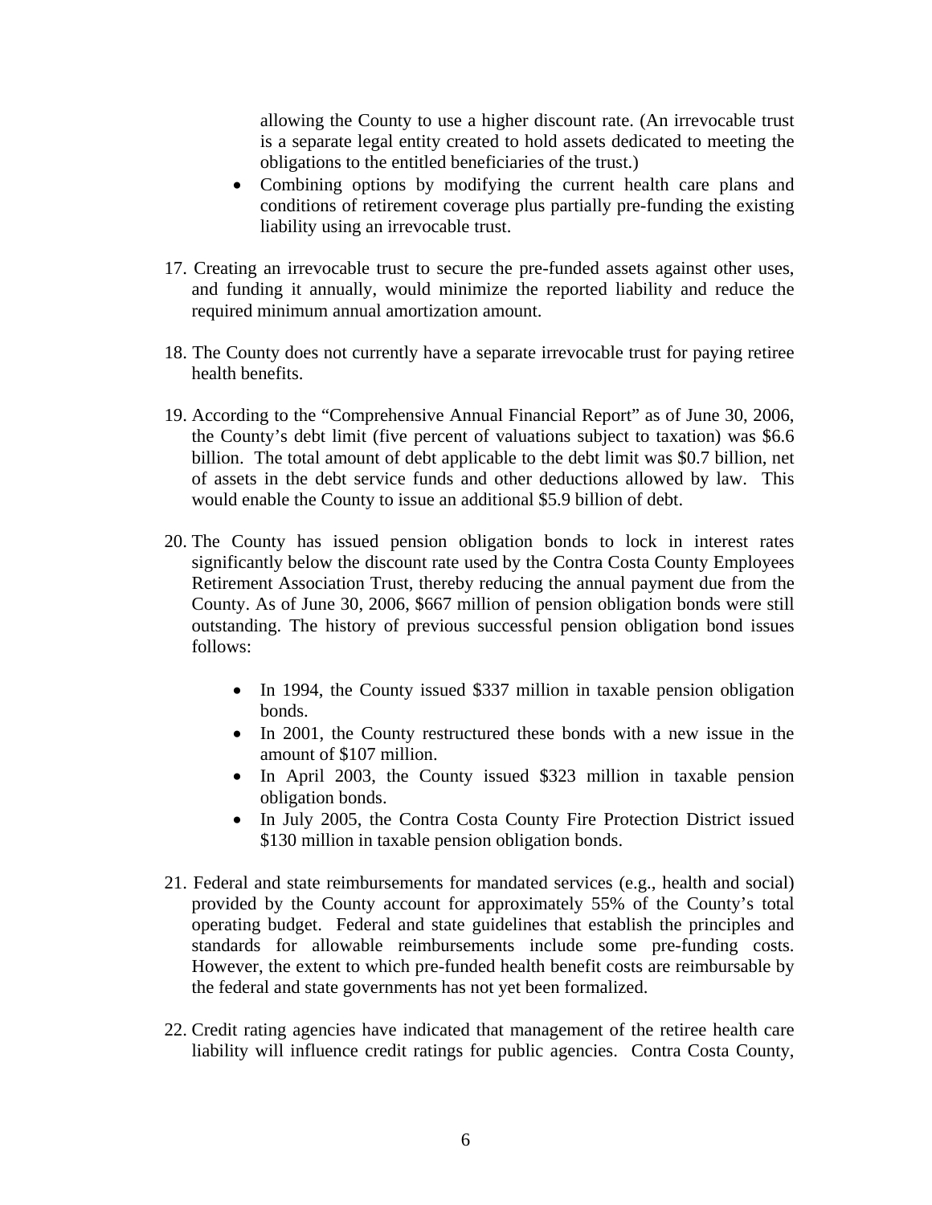allowing the County to use a higher discount rate. (An irrevocable trust is a separate legal entity created to hold assets dedicated to meeting the obligations to the entitled beneficiaries of the trust.)

- Combining options by modifying the current health care plans and conditions of retirement coverage plus partially pre-funding the existing liability using an irrevocable trust.

17. Creating an irrevocable trust to secure the pre-funded assets against other uses, and funding it annually, would minimize the reported liability and reduce the required minimum annual amortization amount.

18. The County does not currently have a separate irrevocable trust for paying retiree health benefits.

19. According to the "Comprehensive Annual Financial Report" as of June 30, 2006, the County's debt limit (five percent of valuations subject to taxation) was $6.6 billion. The total amount of debt applicable to the debt limit was $0.7 billion, net of assets in the debt service funds and other deductions allowed by law. This would enable the County to issue an additional $5.9 billion of debt.

20. The County has issued pension obligation bonds to lock in interest rates significantly below the discount rate used by the Contra Costa County Employees Retirement Association Trust, thereby reducing the annual payment due from the County. As of June 30, 2006, $667 million of pension obligation bonds were still outstanding. The history of previous successful pension obligation bond issues follows:

    - In 1994, the County issued $337 million in taxable pension obligation bonds.
    - In 2001, the County restructured these bonds with a new issue in the amount of $107 million.
    - In April 2003, the County issued $323 million in taxable pension obligation bonds.
    - In July 2005, the Contra Costa County Fire Protection District issued $130 million in taxable pension obligation bonds.

21. Federal and state reimbursements for mandated services (e.g., health and social) provided by the County account for approximately 55% of the County's total operating budget. Federal and state guidelines that establish the principles and standards for allowable reimbursements include some pre-funding costs. However, the extent to which pre-funded health benefit costs are reimbursable by the federal and state governments has not yet been formalized.

22. Credit rating agencies have indicated that management of the retiree health care liability will influence credit ratings for public agencies. Contra Costa County,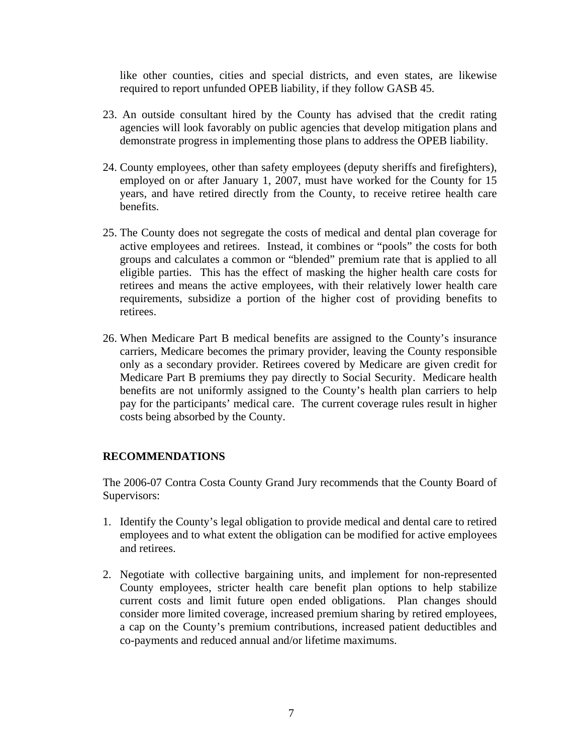like other counties, cities and special districts, and even states, are likewise required to report unfunded OPEB liability, if they follow GASB 45.

23. An outside consultant hired by the County has advised that the credit rating agencies will look favorably on public agencies that develop mitigation plans and demonstrate progress in implementing those plans to address the OPEB liability.

24. County employees, other than safety employees (deputy sheriffs and firefighters), employed on or after January 1, 2007, must have worked for the County for 15 years, and have retired directly from the County, to receive retiree health care benefits.

25. The County does not segregate the costs of medical and dental plan coverage for active employees and retirees. Instead, it combines or "pools" the costs for both groups and calculates a common or "blended" premium rate that is applied to all eligible parties. This has the effect of masking the higher health care costs for retirees and means the active employees, with their relatively lower health care requirements, subsidize a portion of the higher cost of providing benefits to retirees.

26. When Medicare Part B medical benefits are assigned to the County's insurance carriers, Medicare becomes the primary provider, leaving the County responsible only as a secondary provider. Retirees covered by Medicare are given credit for Medicare Part B premiums they pay directly to Social Security. Medicare health benefits are not uniformly assigned to the County's health plan carriers to help pay for the participants' medical care. The current coverage rules result in higher costs being absorbed by the County.

## RECOMMENDATIONS

The 2006-07 Contra Costa County Grand Jury recommends that the County Board of Supervisors:

1. Identify the County's legal obligation to provide medical and dental care to retired employees and to what extent the obligation can be modified for active employees and retirees.

2. Negotiate with collective bargaining units, and implement for non-represented County employees, stricter health care benefit plan options to help stabilize current costs and limit future open ended obligations. Plan changes should consider more limited coverage, increased premium sharing by retired employees, a cap on the County's premium contributions, increased patient deductibles and co-payments and reduced annual and/or lifetime maximums.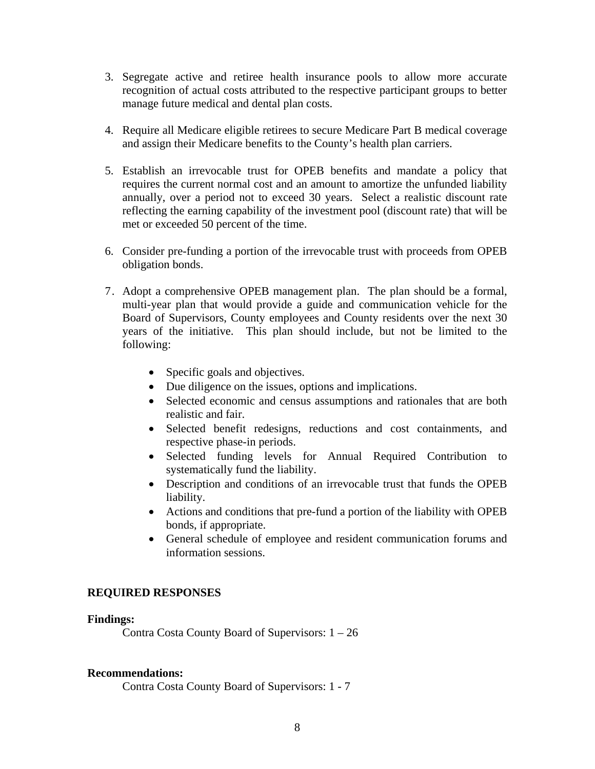3. Segregate active and retiree health insurance pools to allow more accurate recognition of actual costs attributed to the respective participant groups to better manage future medical and dental plan costs.

4. Require all Medicare eligible retirees to secure Medicare Part B medical coverage and assign their Medicare benefits to the County's health plan carriers.

5. Establish an irrevocable trust for OPEB benefits and mandate a policy that requires the current normal cost and an amount to amortize the unfunded liability annually, over a period not to exceed 30 years. Select a realistic discount rate reflecting the earning capability of the investment pool (discount rate) that will be met or exceeded 50 percent of the time.

6. Consider pre-funding a portion of the irrevocable trust with proceeds from OPEB obligation bonds.

7. Adopt a comprehensive OPEB management plan. The plan should be a formal, multi-year plan that would provide a guide and communication vehicle for the Board of Supervisors, County employees and County residents over the next 30 years of the initiative. This plan should include, but not be limited to the following:

    - Specific goals and objectives.
    - Due diligence on the issues, options and implications.
    - Selected economic and census assumptions and rationales that are both realistic and fair.
    - Selected benefit redesigns, reductions and cost containments, and respective phase-in periods.
    - Selected funding levels for Annual Required Contribution to systematically fund the liability.
    - Description and conditions of an irrevocable trust that funds the OPEB liability.
    - Actions and conditions that pre-fund a portion of the liability with OPEB bonds, if appropriate.
    - General schedule of employee and resident communication forums and information sessions.

**REQUIRED RESPONSES**

**Findings:**

Contra Costa County Board of Supervisors: 1 – 26

**Recommendations:**

Contra Costa County Board of Supervisors: 1 - 7